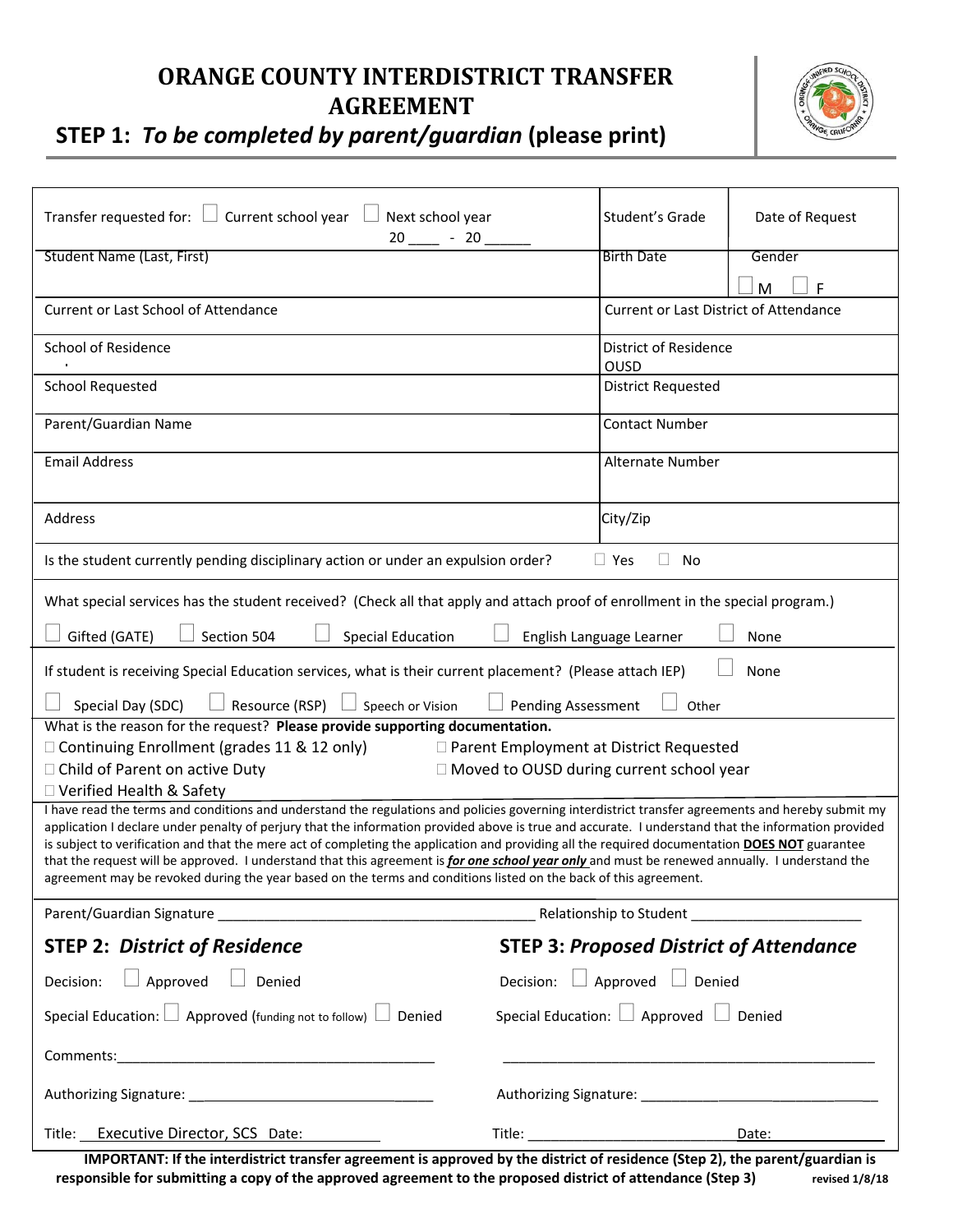# ORANGE COUNTY INTERDISTRICT TRANSFER AGREEMENT

## STEP 1: *To be completed by parent/guardian* (please print)

| | | |
|---|---|---|
| Transfer requested for: ☐ Current school year ☐ Next school year 20____ - 20______ | Student's Grade | Date of Request |
| Student Name (Last, First) | Birth Date | Gender ☐ M ☐ F |
| Current or Last School of Attendance | Current or Last District of Attendance | |
| School of Residence | District of Residence OUSD | |
| School Requested | District Requested | |
| Parent/Guardian Name | Contact Number | |
| Email Address | Alternate Number | |
| Address | City/Zip | |

Is the student currently pending disciplinary action or under an expulsion order? ☐ Yes ☐ No

What special services has the student received? (Check all that apply and attach proof of enrollment in the special program.)

☐ Gifted (GATE) ☐ Section 504 ☐ Special Education ☐ English Language Learner ☐ None

If student is receiving Special Education services, what is their current placement? (Please attach IEP) ☐ None

☐ Special Day (SDC) ☐ Resource (RSP) ☐ Speech or Vision ☐ Pending Assessment ☐ Other

What is the reason for the request? **Please provide supporting documentation.**

☐ Continuing Enrollment (grades 11 & 12 only) ☐ Parent Employment at District Requested
☐ Child of Parent on active Duty ☐ Moved to OUSD during current school year
☐ Verified Health & Safety

I have read the terms and conditions and understand the regulations and policies governing interdistrict transfer agreements and hereby submit my application I declare under penalty of perjury that the information provided above is true and accurate. I understand that the information provided is subject to verification and that the mere act of completing the application and providing all the required documentation **DOES NOT** guarantee that the request will be approved. I understand that this agreement is ***for one school year only*** and must be renewed annually. I understand the agreement may be revoked during the year based on the terms and conditions listed on the back of this agreement.

Parent/Guardian Signature ________________________________________ Relationship to Student ______________________

## STEP 2: *District of Residence*

Decision: ☐ Approved ☐ Denied

Special Education: ☐ Approved (funding not to follow) ☐ Denied

Comments:________________________________________

Authorizing Signature: ________________________________

Title: Executive Director, SCS Date: __________

## STEP 3: *Proposed District of Attendance*

Decision: ☐ Approved ☐ Denied

Special Education: ☐ Approved ☐ Denied

_______________________________________________

Authorizing Signature: ________________________________

Title: ___________________________ Date: ______________

**IMPORTANT: If the interdistrict transfer agreement is approved by the district of residence (Step 2), the parent/guardian is responsible for submitting a copy of the approved agreement to the proposed district of attendance (Step 3)**

**revised 1/8/18**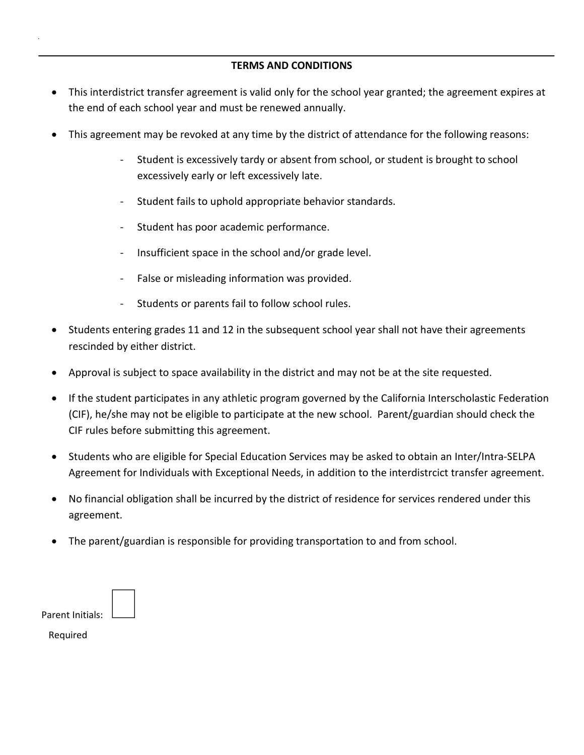## TERMS AND CONDITIONS

- This interdistrict transfer agreement is valid only for the school year granted; the agreement expires at the end of each school year and must be renewed annually.
- This agreement may be revoked at any time by the district of attendance for the following reasons:
  - Student is excessively tardy or absent from school, or student is brought to school excessively early or left excessively late.
  - Student fails to uphold appropriate behavior standards.
  - Student has poor academic performance.
  - Insufficient space in the school and/or grade level.
  - False or misleading information was provided.
  - Students or parents fail to follow school rules.
- Students entering grades 11 and 12 in the subsequent school year shall not have their agreements rescinded by either district.
- Approval is subject to space availability in the district and may not be at the site requested.
- If the student participates in any athletic program governed by the California Interscholastic Federation (CIF), he/she may not be eligible to participate at the new school. Parent/guardian should check the CIF rules before submitting this agreement.
- Students who are eligible for Special Education Services may be asked to obtain an Inter/Intra-SELPA Agreement for Individuals with Exceptional Needs, in addition to the interdistrcict transfer agreement.
- No financial obligation shall be incurred by the district of residence for services rendered under this agreement.
- The parent/guardian is responsible for providing transportation to and from school.

Parent Initials: ☐

Required